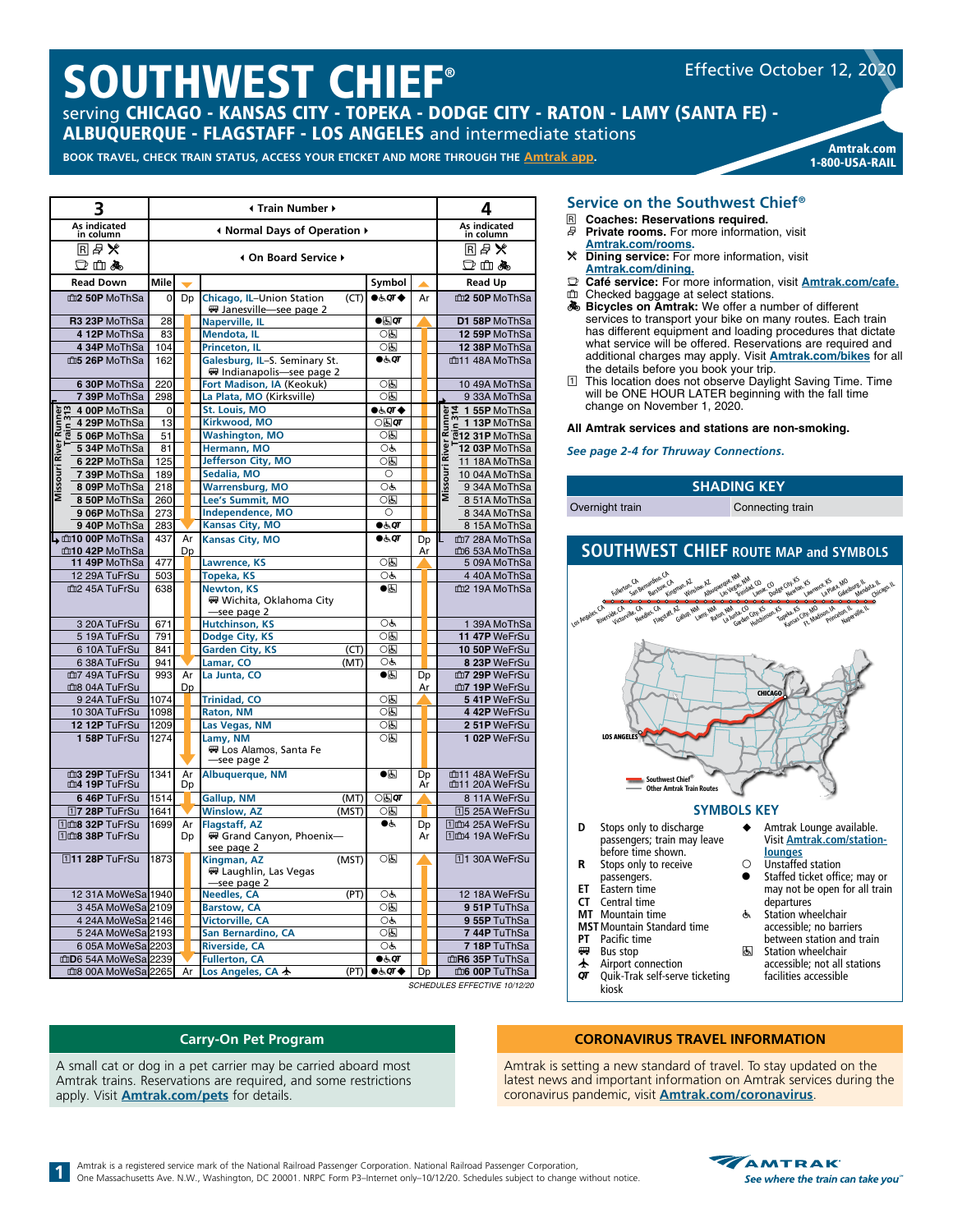# SOUTHWEST CHIEF®

Effective October 12, 2020

serving **CHICAGO - KANSAS CITY - TOPEKA - DODGE CITY - RATON - LAMY (SANTA FE) - ALBUQUERQUE - FLAGSTAFF - LOS ANGELES** and intermediate stations

BOOK TRAVEL, CHECK TRAIN STATUS, ACCESS YOUR ETICKET AND MORE THROUGH THE Amtrak app.

**Amtrak.com**
**1-800-USA-RAIL**

| 3 | | | Train Number | | | 4 |
|---|---|---|---|---|---|---|
| As indicated in column | | | Normal Days of Operation | | | As indicated in column |
| R 🛏 ✕ ☕ 🧳 🚲 | | | On Board Service | | | R 🛏 ✕ ☕ 🧳 🚲 |
| Read Down | Mile | ▼ | | Symbol | ▲ | Read Up |
| 🧳2 50P MoThSa | 0 | Dp | Chicago, IL–Union Station (CT) 🚌 Janesville—see page 2 | ●♿QT◆ | Ar | 🧳2 50P MoThSa |
| R3 23P MoThSa | 28 | | Naperville, IL | ●♿QT | | D1 58P MoThSa |
| 4 12P MoThSa | 83 | | Mendota, IL | ○♿ | | 12 59P MoThSa |
| 4 34P MoThSa | 104 | | Princeton, IL | ○♿ | | 12 38P MoThSa |
| 🧳5 26P MoThSa | 162 | | Galesburg, IL–S. Seminary St. 🚌 Indianapolis—see page 2 | ●♿QT | | 🧳11 48A MoThSa |
| 6 30P MoThSa | 220 | | Fort Madison, IA (Keokuk) | ○♿ | | 10 49A MoThSa |
| 7 39P MoThSa | 298 | | La Plata, MO (Kirksville) | ○♿ | | 9 33A MoThSa |
| Missouri River Runner Train 313: 4 00P MoThSa | 0 | | St. Louis, MO | ●♿QT◆ | | Missouri River Runner Train 314: 1 55P MoThSa |
| 4 29P MoThSa | 13 | | Kirkwood, MO | ○♿QT | | 1 13P MoThSa |
| 5 06P MoThSa | 51 | | Washington, MO | ○♿ | | 12 31P MoThSa |
| 5 34P MoThSa | 81 | | Hermann, MO | ○♿ | | 12 03P MoThSa |
| 6 22P MoThSa | 125 | | Jefferson City, MO | ○♿ | | 11 18A MoThSa |
| 7 39P MoThSa | 189 | | Sedalia, MO | ○ | | 10 04A MoThSa |
| 8 09P MoThSa | 218 | | Warrensburg, MO | ○♿ | | 9 34A MoThSa |
| 8 50P MoThSa | 260 | | Lee's Summit, MO | ○♿ | | 8 51A MoThSa |
| 9 06P MoThSa | 273 | | Independence, MO | ○ | | 8 34A MoThSa |
| 9 40P MoThSa | 283 | | Kansas City, MO | ●♿QT | | 8 15A MoThSa |
| 🧳10 00P MoThSa | 437 | Ar | Kansas City, MO | ●♿QT | Dp | 🧳7 28A MoThSa |
| 🧳10 42P MoThSa | | Dp | | | Ar | 🧳6 53A MoThSa |
| 11 49P MoThSa | 477 | | Lawrence, KS | ○♿ | | 5 09A MoThSa |
| 12 29A TuFrSu | 503 | | Topeka, KS | ○♿ | | 4 40A MoThSa |
| 🧳2 45A TuFrSu | 638 | | Newton, KS 🚌 Wichita, Oklahoma City—see page 2 | ●♿ | | 🧳2 19A MoThSa |
| 3 20A TuFrSu | 671 | | Hutchinson, KS | ○♿ | | 1 39A MoThSa |
| 5 19A TuFrSu | 791 | | Dodge City, KS | ○♿ | | 11 47P WeFrSu |
| 6 10A TuFrSu | 841 | | Garden City, KS (CT) | ○♿ | | 10 50P WeFrSu |
| 6 38A TuFrSu | 941 | | Lamar, CO (MT) | ○♿ | | 8 23P WeFrSu |
| 🧳7 49A TuFrSu | 993 | Ar | La Junta, CO | ●♿ | Dp | 🧳7 29P WeFrSu |
| 🧳8 04A TuFrSu | | Dp | | | Ar | 🧳7 19P WeFrSu |
| 9 24A TuFrSu | 1074 | | Trinidad, CO | ○♿ | | 5 41P WeFrSu |
| 10 30A TuFrSu | 1098 | | Raton, NM | ○♿ | | 4 42P WeFrSu |
| 12 12P TuFrSu | 1209 | | Las Vegas, NM | ○♿ | | 2 51P WeFrSu |
| 1 58P TuFrSu | 1274 | | Lamy, NM 🚌 Los Alamos, Santa Fe—see page 2 | ○♿ | | 1 02P WeFrSu |
| 🧳3 29P TuFrSu | 1341 | Ar | Albuquerque, NM | ●♿ | Dp | 🧳11 48A WeFrSu |
| 🧳4 19P TuFrSu | | Dp | | | Ar | 🧳11 20A WeFrSu |
| 6 46P TuFrSu | 1514 | | Gallup, NM (MT) | ○♿QT | | 8 11A WeFrSu |
| 1 7 28P TuFrSu | 1641 | | Winslow, AZ (MST) | ○♿ | | 1 5 25A WeFrSu |
| 1 🧳8 32P TuFrSu | 1699 | Ar | Flagstaff, AZ | ●♿ | Dp | 1 🧳4 25A WeFrSu |
| 1 🧳8 38P TuFrSu | | Dp | 🚌 Grand Canyon, Phoenix—see page 2 | | Ar | 1 🧳4 19A WeFrSu |
| 1 11 28P TuFrSu | 1873 | | Kingman, AZ (MST) 🚌 Laughlin, Las Vegas—see page 2 | ○♿ | | 1 1 30A WeFrSu |
| 12 31A MoWeSa | 1940 | | Needles, CA (PT) | ○♿ | | 12 18A WeFrSu |
| 3 45A MoWeSa | 2109 | | Barstow, CA | ○♿ | | 9 51P TuThSa |
| 4 24A MoWeSa | 2146 | | Victorville, CA | ○♿ | | 9 55P TuThSa |
| 5 24A MoWeSa | 2193 | | San Bernardino, CA | ○♿ | | 7 44P TuThSa |
| 6 05A MoWeSa | 2203 | | Riverside, CA | ○♿ | | 7 18P TuThSa |
| 🧳D6 54A MoWeSa | 2239 | | Fullerton, CA | ●♿QT | | 🧳R6 35P TuThSa |
| 🧳8 00A MoWeSa | 2265 | Ar | Los Angeles, CA ✈ (PT) | ●♿QT◆ | Dp | 🧳6 00P TuThSa |

SCHEDULES EFFECTIVE 10/12/20

## Service on the Southwest Chief®

- R **Coaches: Reservations required.**
- 🛏 **Private rooms.** For more information, visit **Amtrak.com/rooms.**
- ✕ **Dining service:** For more information, visit **Amtrak.com/dining.**
- ☕ **Café service:** For more information, visit **Amtrak.com/cafe.**
- 🧳 Checked baggage at select stations.
- 🚲 **Bicycles on Amtrak:** We offer a number of different services to transport your bike on many routes. Each train has different equipment and loading procedures that dictate what service will be offered. Reservations are required and additional charges may apply. Visit **Amtrak.com/bikes** for all the details before you book your trip.
- 1 This location does not observe Daylight Saving Time. Time will be ONE HOUR LATER beginning with the fall time change on November 1, 2020.

**All Amtrak services and stations are non-smoking.**

*See page 2-4 for Thruway Connections.*

## SHADING KEY

| Overnight train | Connecting train |
|---|---|

## SOUTHWEST CHIEF ROUTE MAP and SYMBOLS

Los Angeles, CA · Fullerton, CA · Riverside, CA · San Bernardino, CA · Victorville, CA · Barstow, CA · Needles, CA · Kingman, AZ · Flagstaff, AZ · Winslow, AZ · Gallup, NM · Albuquerque, NM · Lamy, NM · Las Vegas, NM · Raton, NM · Trinidad, CO · La Junta, CO · Lamar, CO · Garden City, KS · Dodge City, KS · Hutchinson, KS · Newton, KS · Topeka, KS · Lawrence, KS · Kansas City, MO · La Plata, MO · Ft. Madison, IA · Galesburg, IL · Princeton, IL · Mendota, IL · Naperville, IL · Chicago, IL

CHICAGO
LOS ANGELES
Southwest Chief®
Other Amtrak Train Routes

### SYMBOLS KEY

- **D** Stops only to discharge passengers; train may leave before time shown.
- **R** Stops only to receive passengers.
- **ET** Eastern time
- **CT** Central time
- **MT** Mountain time
- **MST** Mountain Standard time
- **PT** Pacific time
- 🚌 Bus stop
- ✈ Airport connection
- **QT** Quik-Trak self-serve ticketing kiosk
- ◆ Amtrak Lounge available. Visit **Amtrak.com/station-lounges**
- ○ Unstaffed station
- ● Staffed ticket office; may or may not be open for all train departures
- ♿ Station wheelchair accessible; no barriers between station and train
- ♿ Station wheelchair accessible; not all stations facilities accessible

## Carry-On Pet Program

A small cat or dog in a pet carrier may be carried aboard most Amtrak trains. Reservations are required, and some restrictions apply. Visit **Amtrak.com/pets** for details.

## CORONAVIRUS TRAVEL INFORMATION

Amtrak is setting a new standard of travel. To stay updated on the latest news and important information on Amtrak services during the coronavirus pandemic, visit **Amtrak.com/coronavirus**.

Amtrak is a registered service mark of the National Railroad Passenger Corporation. National Railroad Passenger Corporation, One Massachusetts Ave. N.W., Washington, DC 20001. NRPC Form P3–Internet only–10/12/20. Schedules subject to change without notice.

AMTRAK — *See where the train can take you™*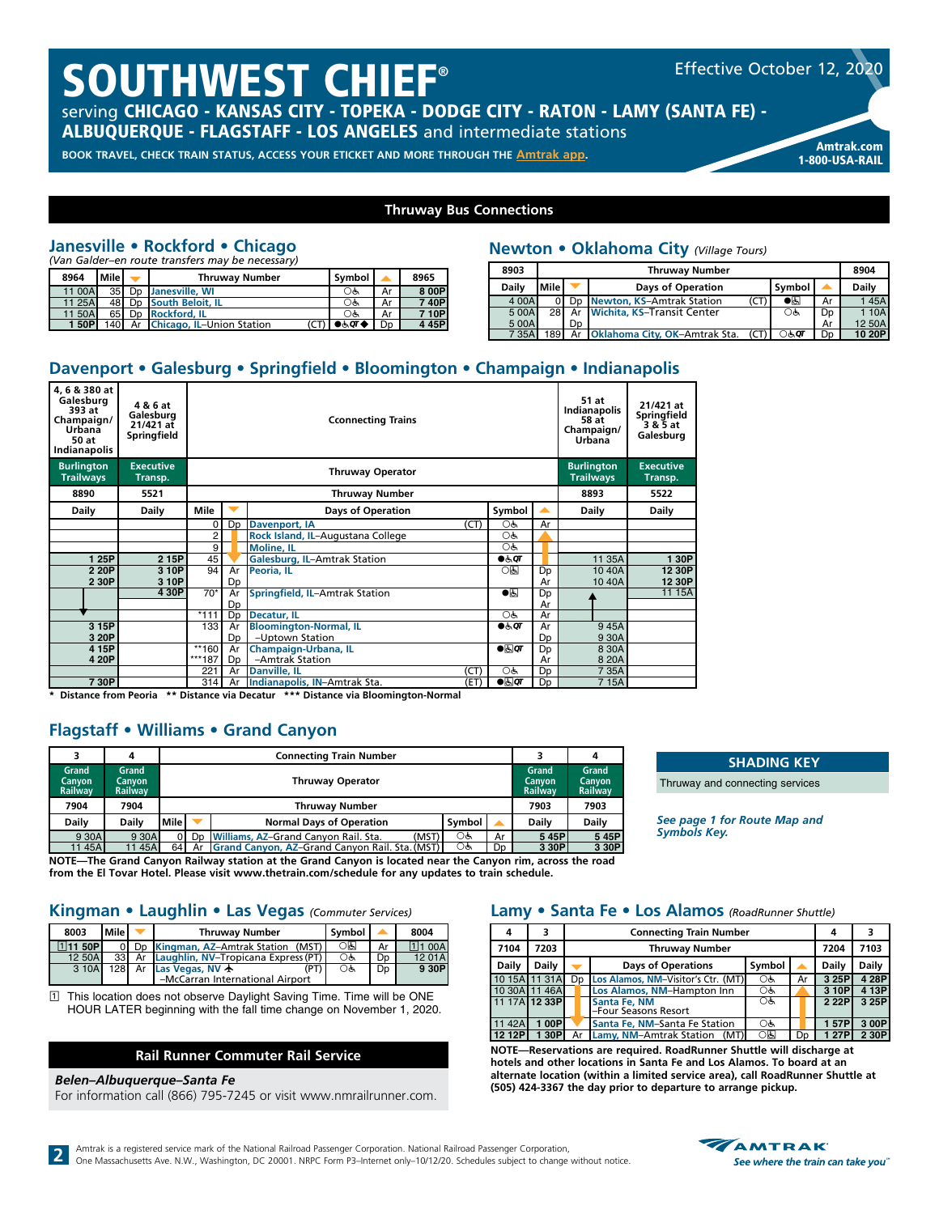# SOUTHWEST CHIEF®

Effective October 12, 2020

serving **CHICAGO - KANSAS CITY - TOPEKA - DODGE CITY - RATON - LAMY (SANTA FE) - ALBUQUERQUE - FLAGSTAFF - LOS ANGELES** and intermediate stations

**BOOK TRAVEL, CHECK TRAIN STATUS, ACCESS YOUR ETICKET AND MORE THROUGH THE Amtrak app.**

**Amtrak.com**
**1-800-USA-RAIL**

## Thruway Bus Connections

### Janesville • Rockford • Chicago

*(Van Galder–en route transfers may be necessary)*

| 8964 | Mile | ▼ | Thruway Number | Symbol | ▲ | 8965 |
|---|---|---|---|---|---|---|
| 11 00A | 35 | Dp | Janesville, WI | ○♿ | Ar | **8 00P** |
| 11 25A | 48 | Dp | South Beloit, IL | ○♿ | Ar | **7 40P** |
| 11 50A | 65 | Dp | Rockford, IL | ○♿ | Ar | **7 10P** |
| **1 50P** | 140 | Ar | Chicago, IL–Union Station (CT) | ●♿QT◆ | Dp | 4 45P |

### Newton • Oklahoma City *(Village Tours)*

| 8903 | | | Thruway Number | | | 8904 |
|---|---|---|---|---|---|---|
| Daily | Mile | ▼ | Days of Operation | Symbol | ▲ | Daily |
| 4 00A | 0 | Dp | Newton, KS–Amtrak Station (CT) | ●♿ | Ar | 1 45A |
| 5 00A | 28 | Ar | Wichita, KS–Transit Center | ○♿ | Dp | 1 10A |
| 5 00A | | Dp | | | Ar | 12 50A |
| 7 35A | 189 | Ar | Oklahoma City, OK–Amtrak Sta. (CT) | ○♿QT | Dp | **10 20P** |

### Davenport • Galesburg • Springfield • Bloomington • Champaign • Indianapolis

| 4, 6 & 380 at Galesburg 393 at Champaign/Urbana 50 at Indianapolis | 4 & 6 at Galesburg 21/421 at Springfield | Connecting Trains | | | | | 51 at Indianapolis 58 at Champaign/Urbana | 21/421 at Springfield 3 & 5 at Galesburg |
|---|---|---|---|---|---|---|---|---|
| Burlington Trailways | Executive Transp. | Thruway Operator | | | | | Burlington Trailways | Executive Transp. |
| 8890 | 5521 | Thruway Number | | | | | 8893 | 5522 |
| Daily | Daily | Mile | ▼ | Days of Operation | Symbol | ▲ | Daily | Daily |
| | | 0 | Dp | Davenport, IA (CT) | ○♿ | Ar | | |
| | | 2 | | Rock Island, IL–Augustana College | ○♿ | | | |
| | | 9 | | Moline, IL | ○♿ | | | |
| 1 25P | 2 15P | 45 | | Galesburg, IL–Amtrak Station | ●♿QT | | 11 35A | 1 30P |
| 2 20P | 3 10P | 94 | Ar | Peoria, IL | ○♿ | Dp | 10 40A | 12 30P |
| 2 30P | 3 10P | | Dp | | | Ar | 10 40A | 12 30P |
| | 4 30P | 70* | Ar | Springfield, IL–Amtrak Station | ●♿ | Dp | | 11 15A |
| | | | Dp | | | Ar | | |
| | | *111 | Dp | Decatur, IL | ○♿ | Ar | | |
| 3 15P | | 133 | Ar | Bloomington-Normal, IL | ●♿QT | Ar | 9 45A | |
| 3 20P | | | Dp | –Uptown Station | | Dp | 9 30A | |
| 4 15P | | **160 | Ar | Champaign-Urbana, IL | ●♿QT | Dp | 8 30A | |
| 4 20P | | ***187 | Dp | –Amtrak Station | | Ar | 8 20A | |
| | | 221 | Ar | Danville, IL (CT) | ○♿ | Dp | 7 35A | |
| 7 30P | | 314 | Ar | Indianapolis, IN–Amtrak Sta. (ET) | ●♿QT | Dp | 7 15A | |

\* Distance from Peoria \*\* Distance via Decatur \*\*\* Distance via Bloomington-Normal

### Flagstaff • Williams • Grand Canyon

| 3 | 4 | Connecting Train Number | | | | | 3 | 4 |
|---|---|---|---|---|---|---|---|---|
| Grand Canyon Railway | Grand Canyon Railway | Thruway Operator | | | | | Grand Canyon Railway | Grand Canyon Railway |
| 7904 | 7904 | Thruway Number | | | | | 7903 | 7903 |
| Daily | Daily | Mile | ▼ | Normal Days of Operation | Symbol | ▲ | Daily | Daily |
| 9 30A | 9 30A | 0 | Dp | Williams, AZ–Grand Canyon Rail. Sta. (MST) | ○♿ | Ar | **5 45P** | **5 45P** |
| 11 45A | 11 45A | 64 | Ar | Grand Canyon, AZ–Grand Canyon Rail. Sta. (MST) | ○♿ | Dp | **3 30P** | **3 30P** |

**NOTE—The Grand Canyon Railway station at the Grand Canyon is located near the Canyon rim, across the road from the El Tovar Hotel. Please visit www.thetrain.com/schedule for any updates to train schedule.**

**SHADING KEY**

Thruway and connecting services

*See page 1 for Route Map and Symbols Key.*

### Kingman • Laughlin • Las Vegas *(Commuter Services)*

| 8003 | Mile | ▼ | Thruway Number | Symbol | ▲ | 8004 |
|---|---|---|---|---|---|---|
| [1] **11 50P** | 0 | Dp | Kingman, AZ–Amtrak Station (MST) | ○♿ | Ar | [1] 1 00A |
| 12 50A | 33 | Ar | Laughlin, NV–Tropicana Express (PT) | ○♿ | Dp | 12 01A |
| 3 10A | 128 | Ar | Las Vegas, NV ✈ (PT) –McCarran International Airport | ○♿ | Dp | **9 30P** |

[1] This location does not observe Daylight Saving Time. Time will be ONE HOUR LATER beginning with the fall time change on November 1, 2020.

### Lamy • Santa Fe • Los Alamos *(RoadRunner Shuttle)*

| 4 | 3 | Connecting Train Number | | | | 4 | 3 |
|---|---|---|---|---|---|---|---|
| 7104 | 7203 | Thruway Number | | | | 7204 | 7103 |
| Daily | Daily | ▼ | Days of Operations | Symbol | ▲ | Daily | Daily |
| 10 15A | 11 31A | Dp | Los Alamos, NM–Visitor's Ctr. (MT) | ○♿ | Ar | **3 25P** | **4 28P** |
| 10 30A | 11 46A | | Los Alamos, NM–Hampton Inn | ○♿ | | **3 10P** | **4 13P** |
| 11 17A | **12 33P** | | Santa Fe, NM –Four Seasons Resort | ○♿ | | **2 22P** | **3 25P** |
| 11 42A | **1 00P** | | Santa Fe, NM–Santa Fe Station | ○♿ | | **1 57P** | **3 00P** |
| **12 12P** | **1 30P** | Ar | Lamy, NM–Amtrak Station (MT) | ○♿ | Dp | **1 27P** | **2 30P** |

**NOTE—Reservations are required. RoadRunner Shuttle will discharge at hotels and other locations in Santa Fe and Los Alamos. To board at an alternate location (within a limited service area), call RoadRunner Shuttle at (505) 424-3367 the day prior to departure to arrange pickup.**

## Rail Runner Commuter Rail Service

***Belen–Albuquerque–Santa Fe***

For information call (866) 795-7245 or visit www.nmrailrunner.com.

Amtrak is a registered service mark of the National Railroad Passenger Corporation. National Railroad Passenger Corporation, One Massachusetts Ave. N.W., Washington, DC 20001. NRPC Form P3–Internet only–10/12/20. Schedules subject to change without notice.

AMTRAK *See where the train can take you™*